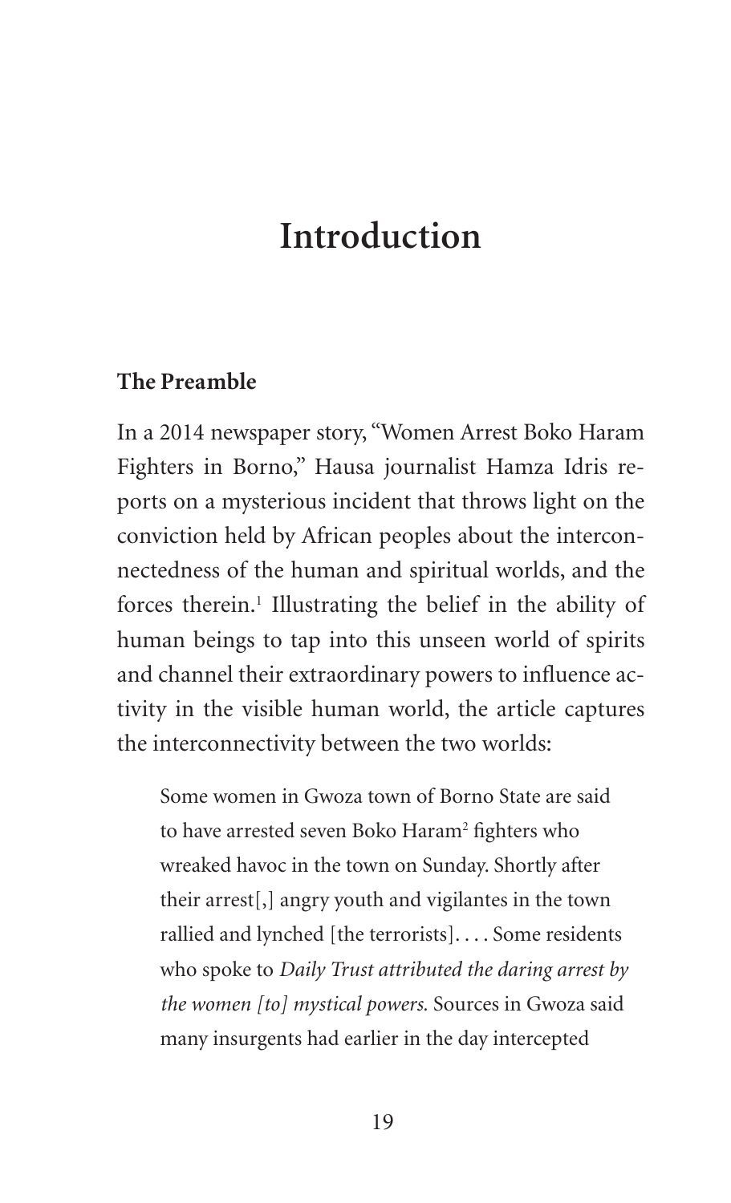# Introduction

## The Preamble

In a 2014 newspaper story, "Women Arrest Boko Haram Fighters in Borno," Hausa journalist Hamza Idris reports on a mysterious incident that throws light on the conviction held by African peoples about the interconnectedness of the human and spiritual worlds, and the forces therein.[1] Illustrating the belief in the ability of human beings to tap into this unseen world of spirits and channel their extraordinary powers to influence activity in the visible human world, the article captures the interconnectivity between the two worlds:

> Some women in Gwoza town of Borno State are said to have arrested seven Boko Haram[2] fighters who wreaked havoc in the town on Sunday. Shortly after their arrest[,] angry youth and vigilantes in the town rallied and lynched [the terrorists]. . . . Some residents who spoke to *Daily Trust attributed the daring arrest by the women [to] mystical powers.* Sources in Gwoza said many insurgents had earlier in the day intercepted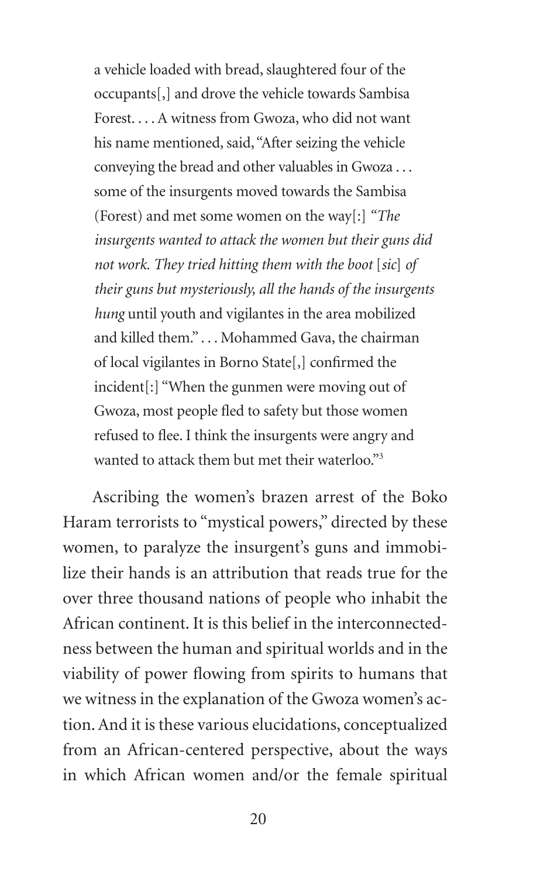> a vehicle loaded with bread, slaughtered four of the occupants[,] and drove the vehicle towards Sambisa Forest. . . . A witness from Gwoza, who did not want his name mentioned, said, "After seizing the vehicle conveying the bread and other valuables in Gwoza . . . some of the insurgents moved towards the Sambisa (Forest) and met some women on the way[:] *"The insurgents wanted to attack the women but their guns did not work. They tried hitting them with the boot* [*sic*] *of their guns but mysteriously, all the hands of the insurgents hung* until youth and vigilantes in the area mobilized and killed them." . . . Mohammed Gava, the chairman of local vigilantes in Borno State[,] confirmed the incident[:] "When the gunmen were moving out of Gwoza, most people fled to safety but those women refused to flee. I think the insurgents were angry and wanted to attack them but met their waterloo."[3]

Ascribing the women's brazen arrest of the Boko Haram terrorists to "mystical powers," directed by these women, to paralyze the insurgent's guns and immobilize their hands is an attribution that reads true for the over three thousand nations of people who inhabit the African continent. It is this belief in the interconnectedness between the human and spiritual worlds and in the viability of power flowing from spirits to humans that we witness in the explanation of the Gwoza women's action. And it is these various elucidations, conceptualized from an African-centered perspective, about the ways in which African women and/or the female spiritual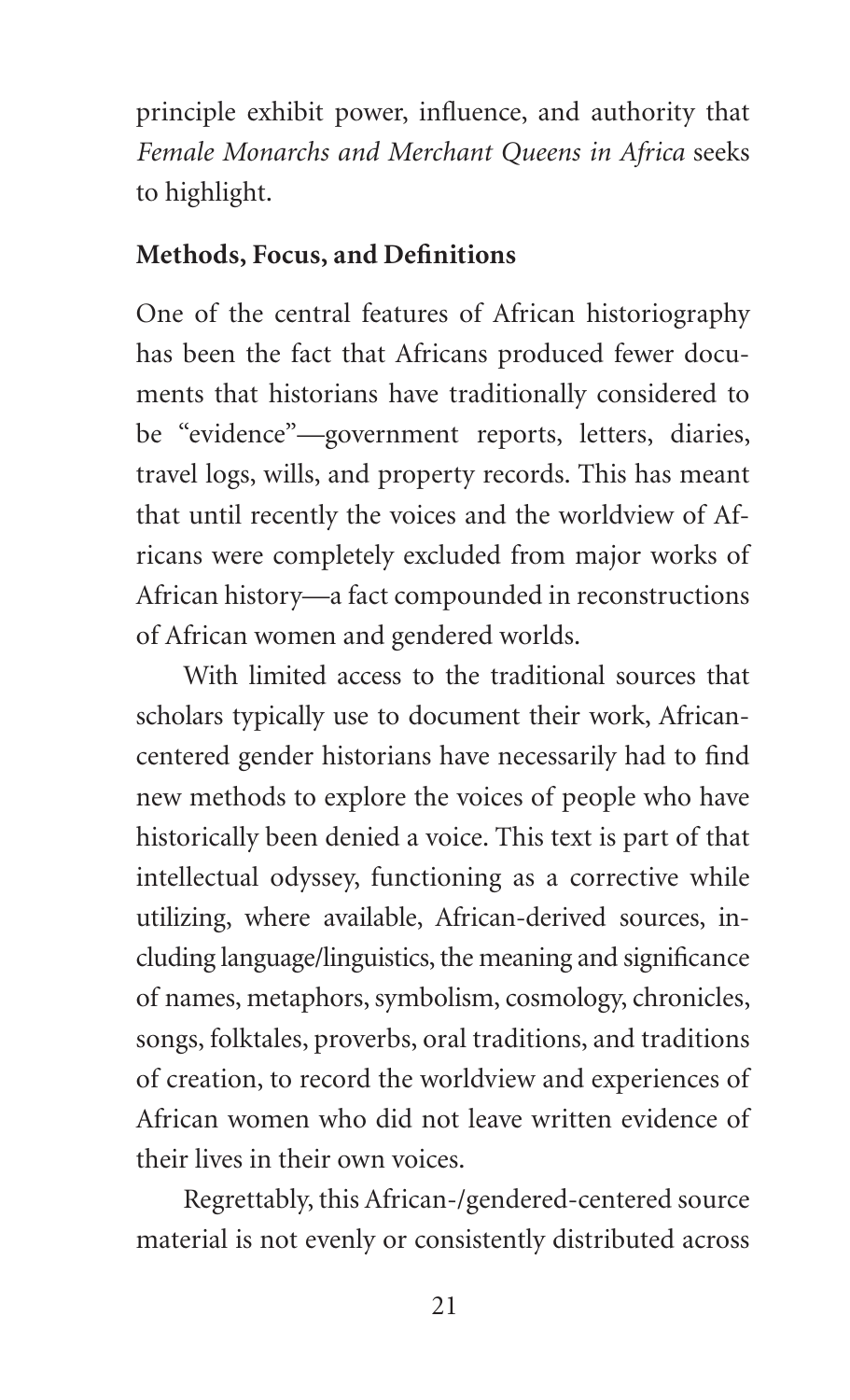principle exhibit power, influence, and authority that *Female Monarchs and Merchant Queens in Africa* seeks to highlight.

### Methods, Focus, and Definitions

One of the central features of African historiography has been the fact that Africans produced fewer documents that historians have traditionally considered to be "evidence"—government reports, letters, diaries, travel logs, wills, and property records. This has meant that until recently the voices and the worldview of Africans were completely excluded from major works of African history—a fact compounded in reconstructions of African women and gendered worlds.

With limited access to the traditional sources that scholars typically use to document their work, African-centered gender historians have necessarily had to find new methods to explore the voices of people who have historically been denied a voice. This text is part of that intellectual odyssey, functioning as a corrective while utilizing, where available, African-derived sources, including language/linguistics, the meaning and significance of names, metaphors, symbolism, cosmology, chronicles, songs, folktales, proverbs, oral traditions, and traditions of creation, to record the worldview and experiences of African women who did not leave written evidence of their lives in their own voices.

Regrettably, this African-/gendered-centered source material is not evenly or consistently distributed across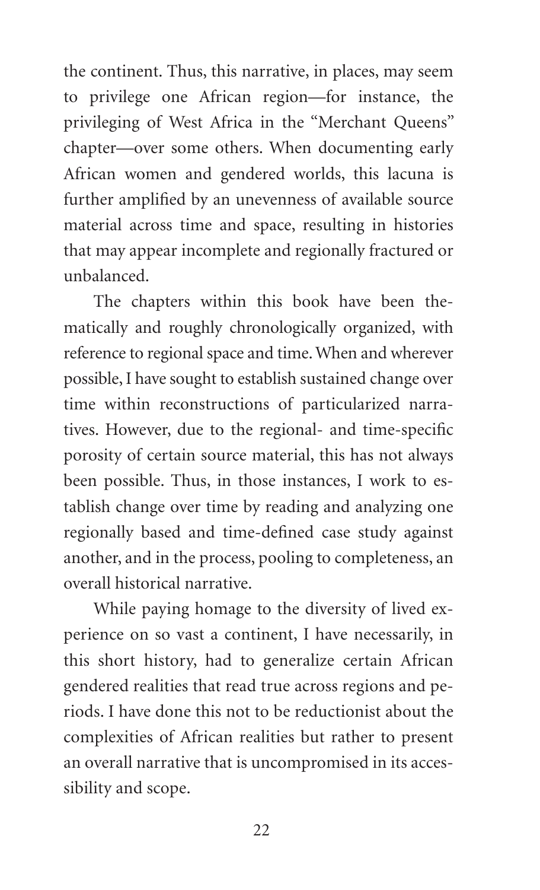the continent. Thus, this narrative, in places, may seem to privilege one African region—for instance, the privileging of West Africa in the "Merchant Queens" chapter—over some others. When documenting early African women and gendered worlds, this lacuna is further amplified by an unevenness of available source material across time and space, resulting in histories that may appear incomplete and regionally fractured or unbalanced.

The chapters within this book have been thematically and roughly chronologically organized, with reference to regional space and time. When and wherever possible, I have sought to establish sustained change over time within reconstructions of particularized narratives. However, due to the regional- and time-specific porosity of certain source material, this has not always been possible. Thus, in those instances, I work to establish change over time by reading and analyzing one regionally based and time-defined case study against another, and in the process, pooling to completeness, an overall historical narrative.

While paying homage to the diversity of lived experience on so vast a continent, I have necessarily, in this short history, had to generalize certain African gendered realities that read true across regions and periods. I have done this not to be reductionist about the complexities of African realities but rather to present an overall narrative that is uncompromised in its accessibility and scope.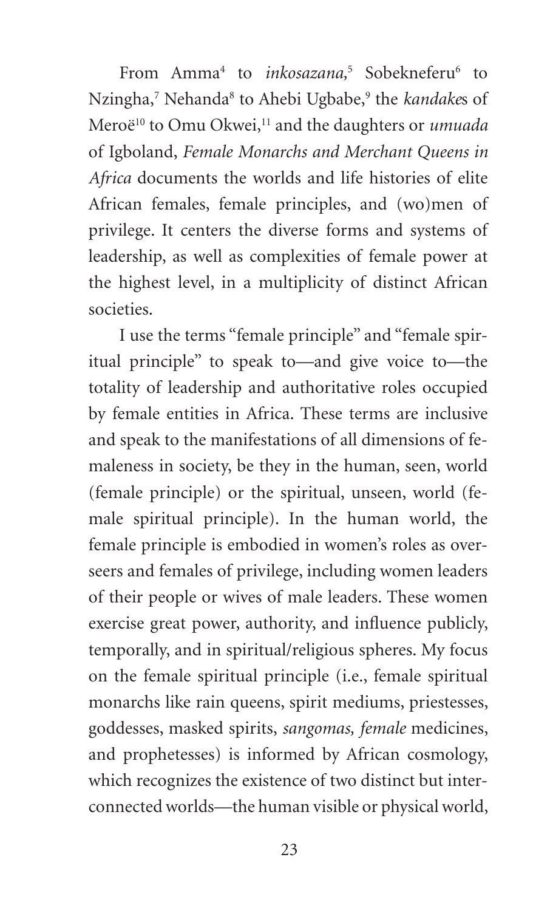From Amma[4] to *inkosazana*,[5] Sobekneferu[6] to Nzingha,[7] Nehanda[8] to Ahebi Ugbabe,[9] the *kandake*s of Meroë[10] to Omu Okwei,[11] and the daughters or *umuada* of Igboland, *Female Monarchs and Merchant Queens in Africa* documents the worlds and life histories of elite African females, female principles, and (wo)men of privilege. It centers the diverse forms and systems of leadership, as well as complexities of female power at the highest level, in a multiplicity of distinct African societies.

I use the terms "female principle" and "female spiritual principle" to speak to—and give voice to—the totality of leadership and authoritative roles occupied by female entities in Africa. These terms are inclusive and speak to the manifestations of all dimensions of femaleness in society, be they in the human, seen, world (female principle) or the spiritual, unseen, world (female spiritual principle). In the human world, the female principle is embodied in women's roles as overseers and females of privilege, including women leaders of their people or wives of male leaders. These women exercise great power, authority, and influence publicly, temporally, and in spiritual/religious spheres. My focus on the female spiritual principle (i.e., female spiritual monarchs like rain queens, spirit mediums, priestesses, goddesses, masked spirits, *sangomas, female* medicines, and prophetesses) is informed by African cosmology, which recognizes the existence of two distinct but interconnected worlds—the human visible or physical world,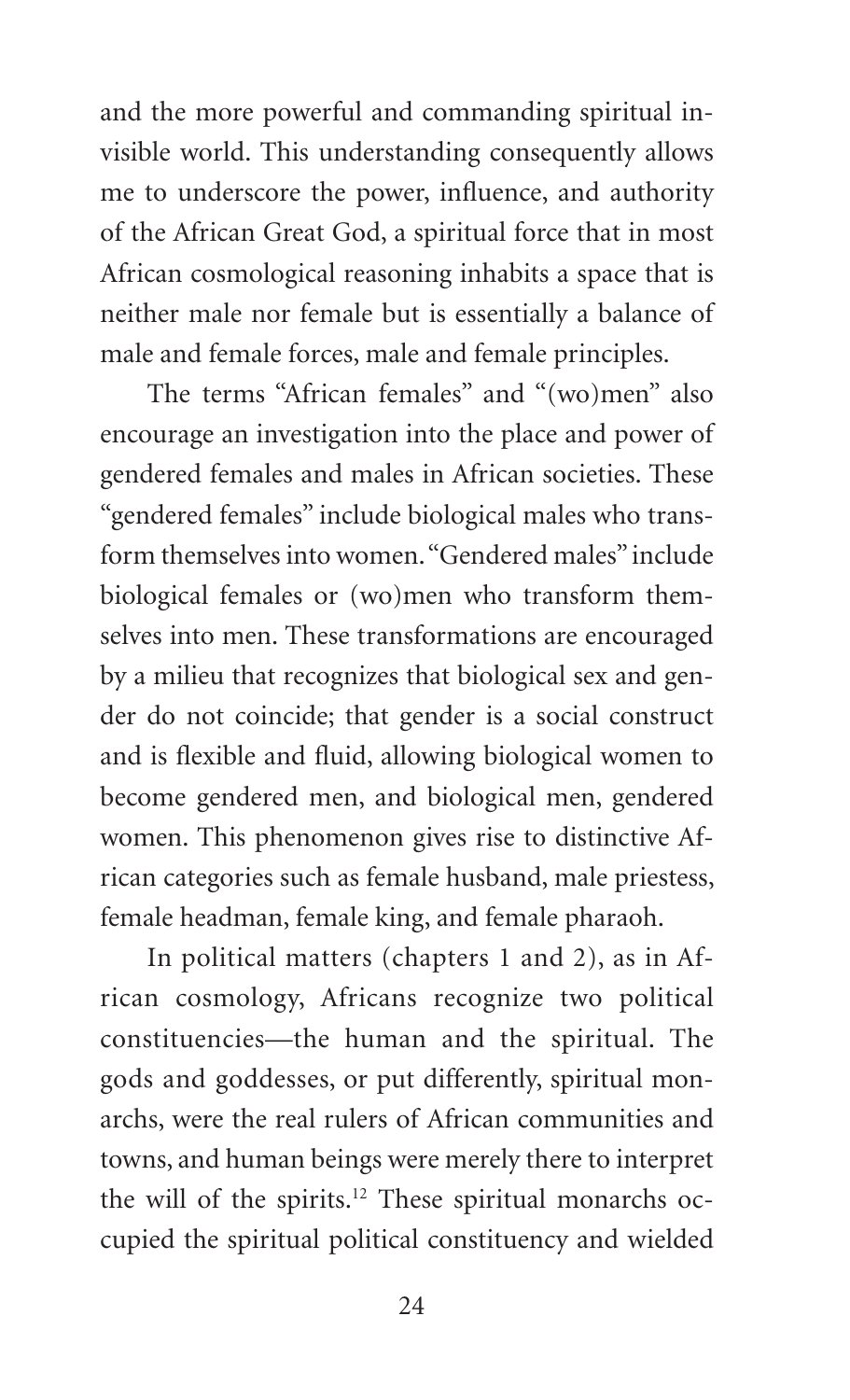and the more powerful and commanding spiritual invisible world. This understanding consequently allows me to underscore the power, influence, and authority of the African Great God, a spiritual force that in most African cosmological reasoning inhabits a space that is neither male nor female but is essentially a balance of male and female forces, male and female principles.

The terms "African females" and "(wo)men" also encourage an investigation into the place and power of gendered females and males in African societies. These "gendered females" include biological males who transform themselves into women. "Gendered males" include biological females or (wo)men who transform themselves into men. These transformations are encouraged by a milieu that recognizes that biological sex and gender do not coincide; that gender is a social construct and is flexible and fluid, allowing biological women to become gendered men, and biological men, gendered women. This phenomenon gives rise to distinctive African categories such as female husband, male priestess, female headman, female king, and female pharaoh.

In political matters (chapters 1 and 2), as in African cosmology, Africans recognize two political constituencies—the human and the spiritual. The gods and goddesses, or put differently, spiritual monarchs, were the real rulers of African communities and towns, and human beings were merely there to interpret the will of the spirits.[12] These spiritual monarchs occupied the spiritual political constituency and wielded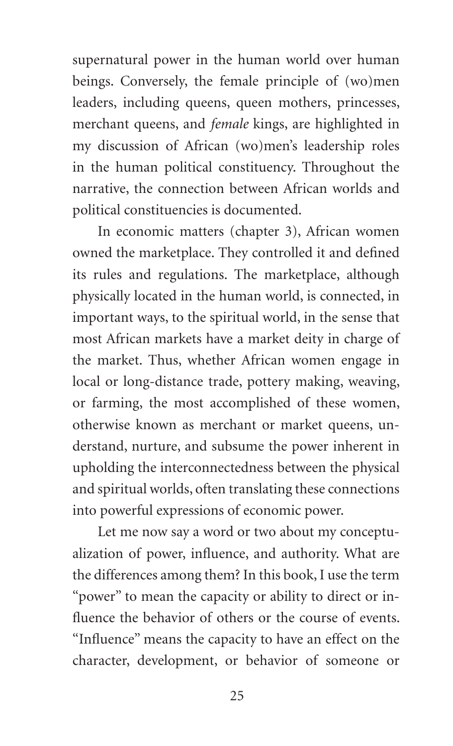supernatural power in the human world over human beings. Conversely, the female principle of (wo)men leaders, including queens, queen mothers, princesses, merchant queens, and *female* kings, are highlighted in my discussion of African (wo)men's leadership roles in the human political constituency. Throughout the narrative, the connection between African worlds and political constituencies is documented.

In economic matters (chapter 3), African women owned the marketplace. They controlled it and defined its rules and regulations. The marketplace, although physically located in the human world, is connected, in important ways, to the spiritual world, in the sense that most African markets have a market deity in charge of the market. Thus, whether African women engage in local or long-distance trade, pottery making, weaving, or farming, the most accomplished of these women, otherwise known as merchant or market queens, understand, nurture, and subsume the power inherent in upholding the interconnectedness between the physical and spiritual worlds, often translating these connections into powerful expressions of economic power.

Let me now say a word or two about my conceptualization of power, influence, and authority. What are the differences among them? In this book, I use the term "power" to mean the capacity or ability to direct or influence the behavior of others or the course of events. "Influence" means the capacity to have an effect on the character, development, or behavior of someone or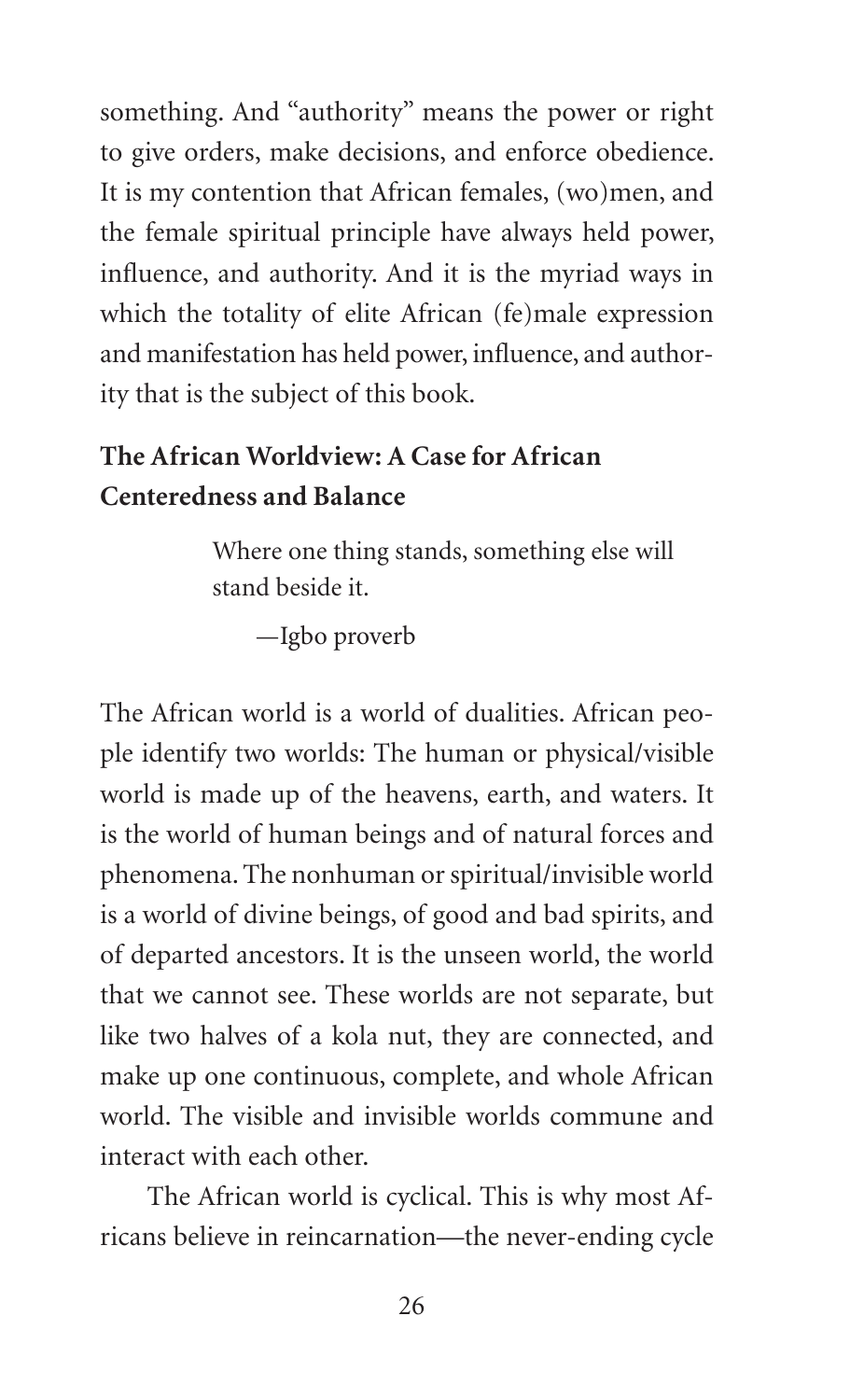something. And "authority" means the power or right to give orders, make decisions, and enforce obedience. It is my contention that African females, (wo)men, and the female spiritual principle have always held power, influence, and authority. And it is the myriad ways in which the totality of elite African (fe)male expression and manifestation has held power, influence, and authority that is the subject of this book.

## The African Worldview: A Case for African Centeredness and Balance

> Where one thing stands, something else will stand beside it.
>
> —Igbo proverb

The African world is a world of dualities. African people identify two worlds: The human or physical/visible world is made up of the heavens, earth, and waters. It is the world of human beings and of natural forces and phenomena. The nonhuman or spiritual/invisible world is a world of divine beings, of good and bad spirits, and of departed ancestors. It is the unseen world, the world that we cannot see. These worlds are not separate, but like two halves of a kola nut, they are connected, and make up one continuous, complete, and whole African world. The visible and invisible worlds commune and interact with each other.

The African world is cyclical. This is why most Africans believe in reincarnation—the never-ending cycle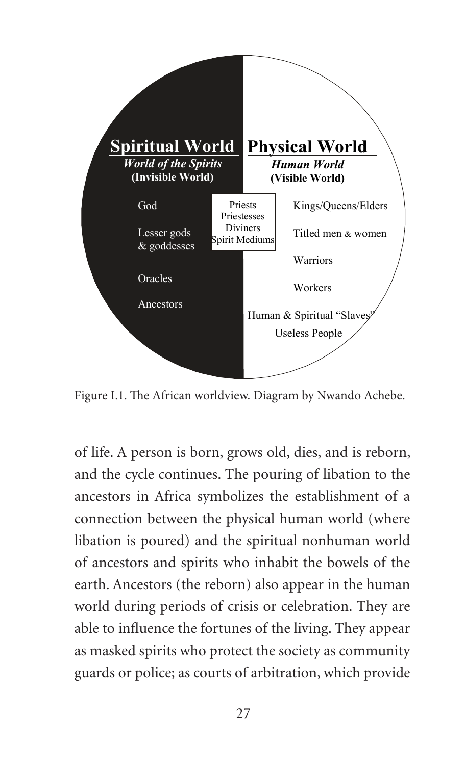**Spiritual World**
*World of the Spirits*
**(Invisible World)**

- God
- Lesser gods & goddesses
- Oracles
- Ancestors

Priests
Priestesses
Diviners
Spirit Mediums

**Physical World**
*Human World*
**(Visible World)**

- Kings/Queens/Elders
- Titled men & women
- Warriors
- Workers
- Human & Spiritual "Slaves"
- Useless People

Figure I.1. The African worldview. Diagram by Nwando Achebe.

of life. A person is born, grows old, dies, and is reborn, and the cycle continues. The pouring of libation to the ancestors in Africa symbolizes the establishment of a connection between the physical human world (where libation is poured) and the spiritual nonhuman world of ancestors and spirits who inhabit the bowels of the earth. Ancestors (the reborn) also appear in the human world during periods of crisis or celebration. They are able to influence the fortunes of the living. They appear as masked spirits who protect the society as community guards or police; as courts of arbitration, which provide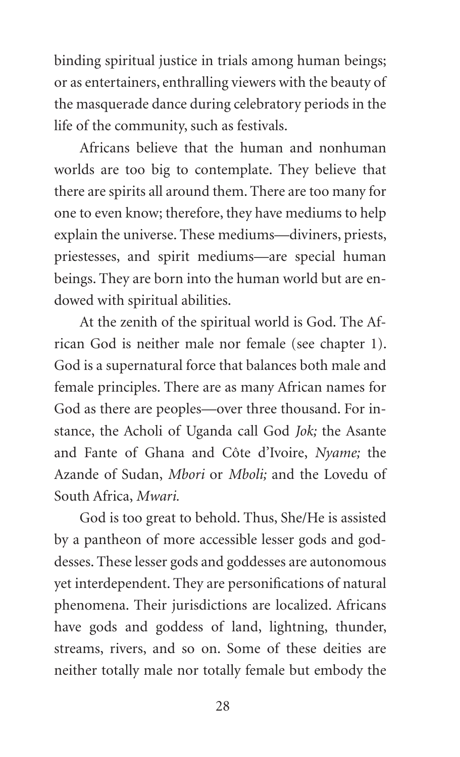binding spiritual justice in trials among human beings; or as entertainers, enthralling viewers with the beauty of the masquerade dance during celebratory periods in the life of the community, such as festivals.

Africans believe that the human and nonhuman worlds are too big to contemplate. They believe that there are spirits all around them. There are too many for one to even know; therefore, they have mediums to help explain the universe. These mediums—diviners, priests, priestesses, and spirit mediums—are special human beings. They are born into the human world but are endowed with spiritual abilities.

At the zenith of the spiritual world is God. The African God is neither male nor female (see chapter 1). God is a supernatural force that balances both male and female principles. There are as many African names for God as there are peoples—over three thousand. For instance, the Acholi of Uganda call God *Jok;* the Asante and Fante of Ghana and Côte d'Ivoire, *Nyame;* the Azande of Sudan, *Mbori* or *Mboli;* and the Lovedu of South Africa, *Mwari.*

God is too great to behold. Thus, She/He is assisted by a pantheon of more accessible lesser gods and goddesses. These lesser gods and goddesses are autonomous yet interdependent. They are personifications of natural phenomena. Their jurisdictions are localized. Africans have gods and goddess of land, lightning, thunder, streams, rivers, and so on. Some of these deities are neither totally male nor totally female but embody the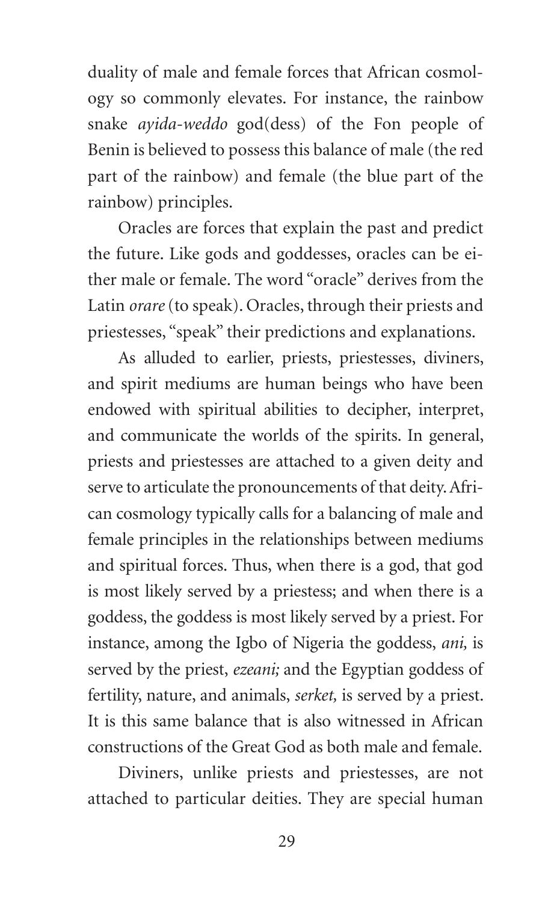duality of male and female forces that African cosmology so commonly elevates. For instance, the rainbow snake *ayida-weddo* god(dess) of the Fon people of Benin is believed to possess this balance of male (the red part of the rainbow) and female (the blue part of the rainbow) principles.

Oracles are forces that explain the past and predict the future. Like gods and goddesses, oracles can be either male or female. The word "oracle" derives from the Latin *orare* (to speak). Oracles, through their priests and priestesses, "speak" their predictions and explanations.

As alluded to earlier, priests, priestesses, diviners, and spirit mediums are human beings who have been endowed with spiritual abilities to decipher, interpret, and communicate the worlds of the spirits. In general, priests and priestesses are attached to a given deity and serve to articulate the pronouncements of that deity. African cosmology typically calls for a balancing of male and female principles in the relationships between mediums and spiritual forces. Thus, when there is a god, that god is most likely served by a priestess; and when there is a goddess, the goddess is most likely served by a priest. For instance, among the Igbo of Nigeria the goddess, *ani,* is served by the priest, *ezeani;* and the Egyptian goddess of fertility, nature, and animals, *serket,* is served by a priest. It is this same balance that is also witnessed in African constructions of the Great God as both male and female.

Diviners, unlike priests and priestesses, are not attached to particular deities. They are special human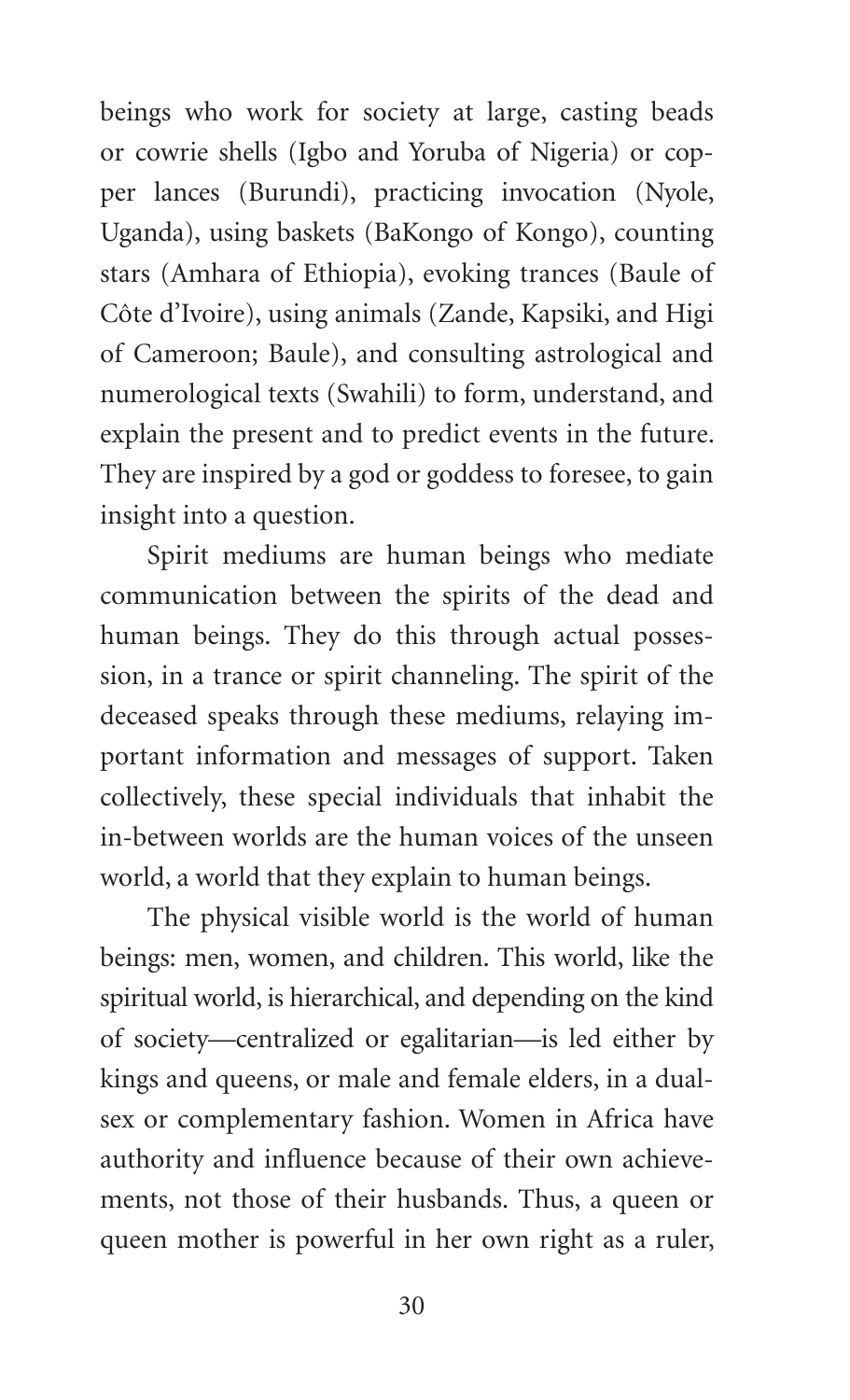beings who work for society at large, casting beads or cowrie shells (Igbo and Yoruba of Nigeria) or copper lances (Burundi), practicing invocation (Nyole, Uganda), using baskets (BaKongo of Kongo), counting stars (Amhara of Ethiopia), evoking trances (Baule of Côte d'Ivoire), using animals (Zande, Kapsiki, and Higi of Cameroon; Baule), and consulting astrological and numerological texts (Swahili) to form, understand, and explain the present and to predict events in the future. They are inspired by a god or goddess to foresee, to gain insight into a question.

Spirit mediums are human beings who mediate communication between the spirits of the dead and human beings. They do this through actual possession, in a trance or spirit channeling. The spirit of the deceased speaks through these mediums, relaying important information and messages of support. Taken collectively, these special individuals that inhabit the in-between worlds are the human voices of the unseen world, a world that they explain to human beings.

The physical visible world is the world of human beings: men, women, and children. This world, like the spiritual world, is hierarchical, and depending on the kind of society—centralized or egalitarian—is led either by kings and queens, or male and female elders, in a dual-sex or complementary fashion. Women in Africa have authority and influence because of their own achievements, not those of their husbands. Thus, a queen or queen mother is powerful in her own right as a ruler,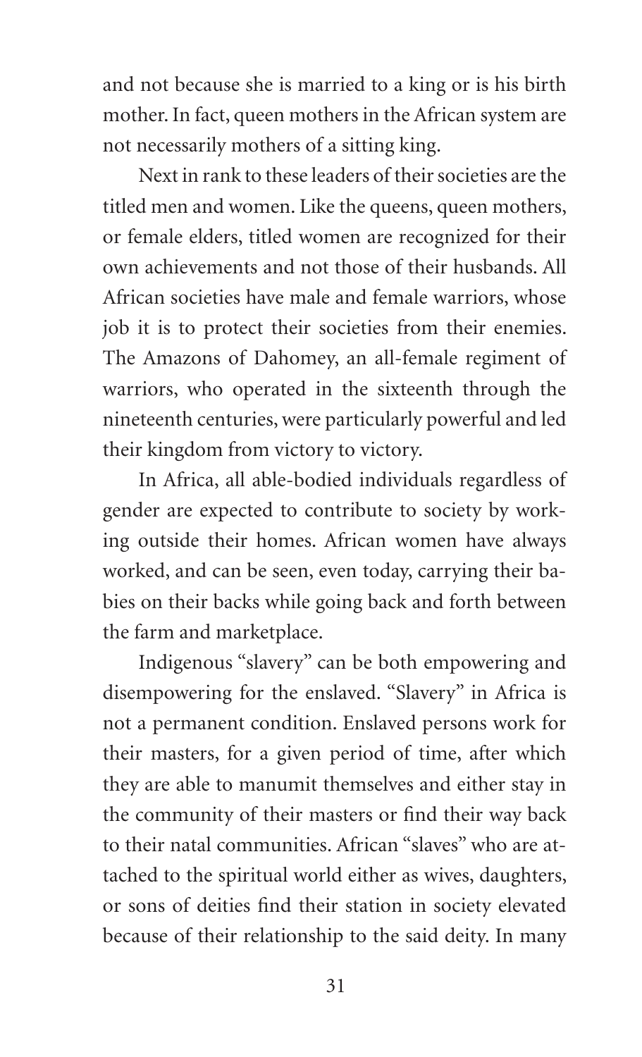and not because she is married to a king or is his birth mother. In fact, queen mothers in the African system are not necessarily mothers of a sitting king.

Next in rank to these leaders of their societies are the titled men and women. Like the queens, queen mothers, or female elders, titled women are recognized for their own achievements and not those of their husbands. All African societies have male and female warriors, whose job it is to protect their societies from their enemies. The Amazons of Dahomey, an all-female regiment of warriors, who operated in the sixteenth through the nineteenth centuries, were particularly powerful and led their kingdom from victory to victory.

In Africa, all able-bodied individuals regardless of gender are expected to contribute to society by working outside their homes. African women have always worked, and can be seen, even today, carrying their babies on their backs while going back and forth between the farm and marketplace.

Indigenous "slavery" can be both empowering and disempowering for the enslaved. "Slavery" in Africa is not a permanent condition. Enslaved persons work for their masters, for a given period of time, after which they are able to manumit themselves and either stay in the community of their masters or find their way back to their natal communities. African "slaves" who are attached to the spiritual world either as wives, daughters, or sons of deities find their station in society elevated because of their relationship to the said deity. In many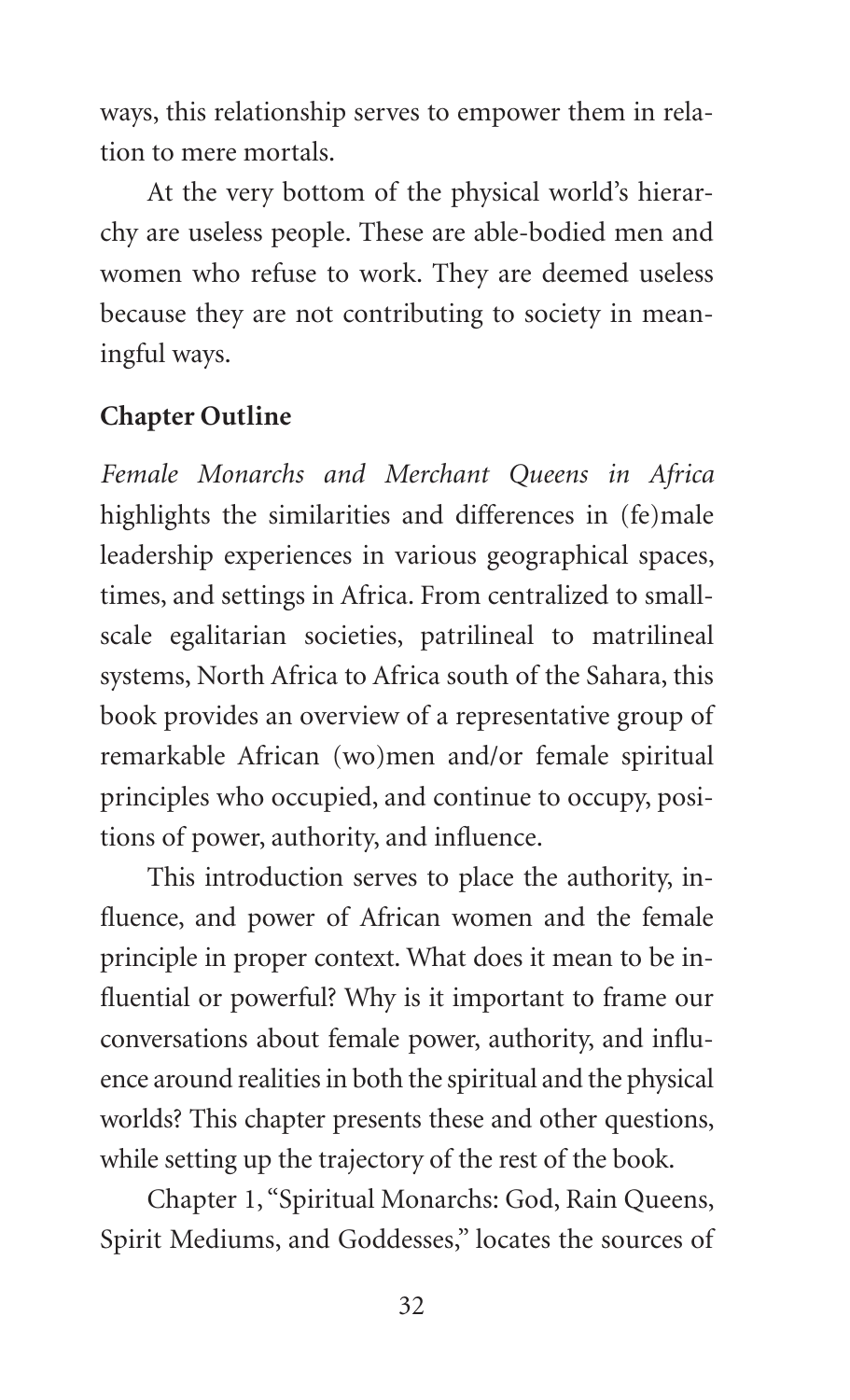ways, this relationship serves to empower them in relation to mere mortals.

At the very bottom of the physical world's hierarchy are useless people. These are able-bodied men and women who refuse to work. They are deemed useless because they are not contributing to society in meaningful ways.

## Chapter Outline

*Female Monarchs and Merchant Queens in Africa* highlights the similarities and differences in (fe)male leadership experiences in various geographical spaces, times, and settings in Africa. From centralized to small-scale egalitarian societies, patrilineal to matrilineal systems, North Africa to Africa south of the Sahara, this book provides an overview of a representative group of remarkable African (wo)men and/or female spiritual principles who occupied, and continue to occupy, positions of power, authority, and influence.

This introduction serves to place the authority, influence, and power of African women and the female principle in proper context. What does it mean to be influential or powerful? Why is it important to frame our conversations about female power, authority, and influence around realities in both the spiritual and the physical worlds? This chapter presents these and other questions, while setting up the trajectory of the rest of the book.

Chapter 1, "Spiritual Monarchs: God, Rain Queens, Spirit Mediums, and Goddesses," locates the sources of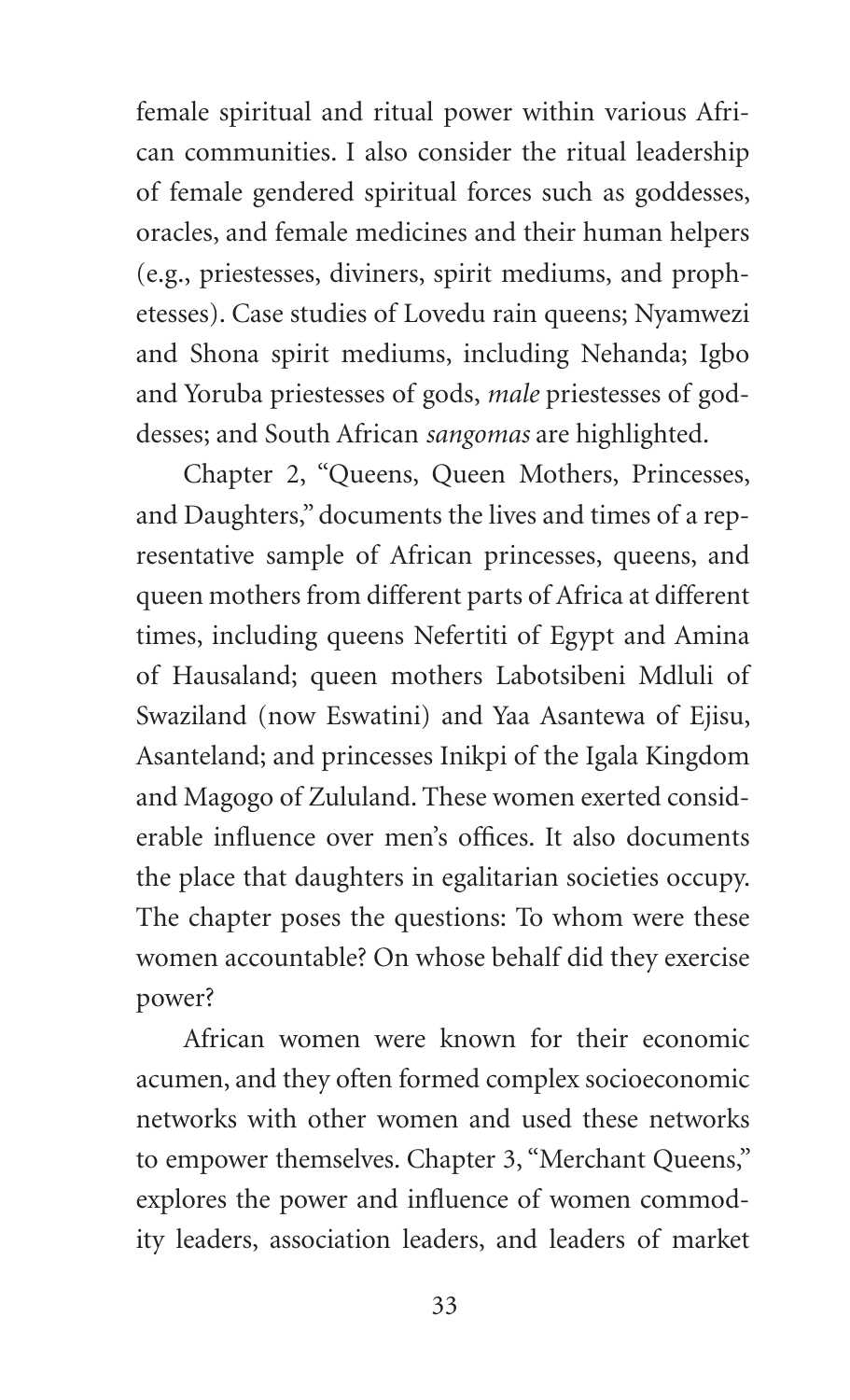female spiritual and ritual power within various African communities. I also consider the ritual leadership of female gendered spiritual forces such as goddesses, oracles, and female medicines and their human helpers (e.g., priestesses, diviners, spirit mediums, and prophetesses). Case studies of Lovedu rain queens; Nyamwezi and Shona spirit mediums, including Nehanda; Igbo and Yoruba priestesses of gods, *male* priestesses of goddesses; and South African *sangomas* are highlighted.

Chapter 2, "Queens, Queen Mothers, Princesses, and Daughters," documents the lives and times of a representative sample of African princesses, queens, and queen mothers from different parts of Africa at different times, including queens Nefertiti of Egypt and Amina of Hausaland; queen mothers Labotsibeni Mdluli of Swaziland (now Eswatini) and Yaa Asantewa of Ejisu, Asanteland; and princesses Inikpi of the Igala Kingdom and Magogo of Zululand. These women exerted considerable influence over men's offices. It also documents the place that daughters in egalitarian societies occupy. The chapter poses the questions: To whom were these women accountable? On whose behalf did they exercise power?

African women were known for their economic acumen, and they often formed complex socioeconomic networks with other women and used these networks to empower themselves. Chapter 3, "Merchant Queens," explores the power and influence of women commodity leaders, association leaders, and leaders of market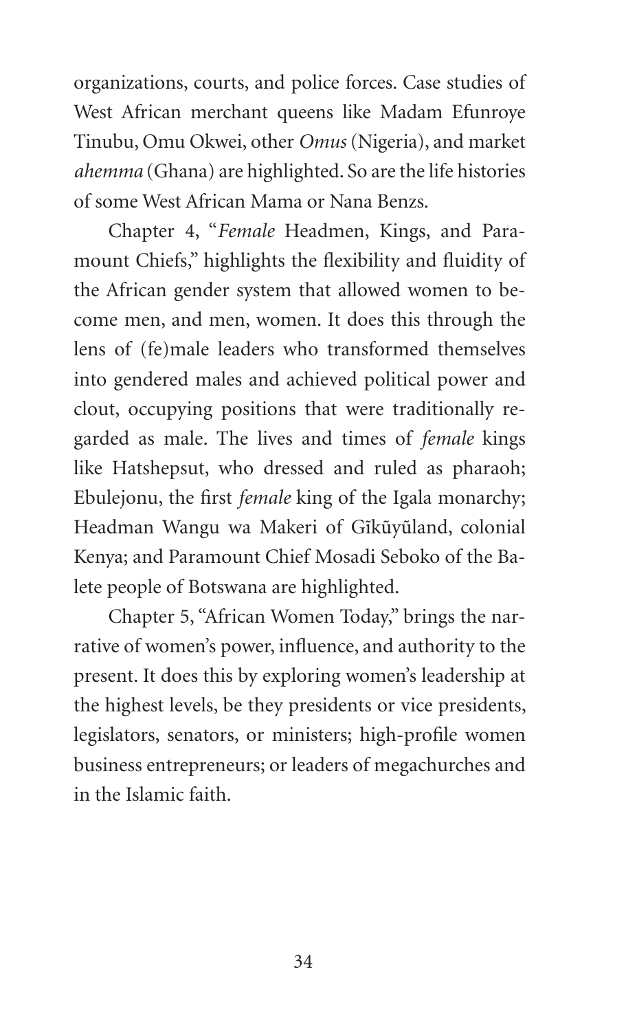organizations, courts, and police forces. Case studies of West African merchant queens like Madam Efunroye Tinubu, Omu Okwei, other *Omus* (Nigeria), and market *ahemma* (Ghana) are highlighted. So are the life histories of some West African Mama or Nana Benzs.

Chapter 4, "*Female* Headmen, Kings, and Paramount Chiefs," highlights the flexibility and fluidity of the African gender system that allowed women to become men, and men, women. It does this through the lens of (fe)male leaders who transformed themselves into gendered males and achieved political power and clout, occupying positions that were traditionally regarded as male. The lives and times of *female* kings like Hatshepsut, who dressed and ruled as pharaoh; Ebulejonu, the first *female* king of the Igala monarchy; Headman Wangu wa Makeri of Gĩkũyũland, colonial Kenya; and Paramount Chief Mosadi Seboko of the Balete people of Botswana are highlighted.

Chapter 5, "African Women Today," brings the narrative of women's power, influence, and authority to the present. It does this by exploring women's leadership at the highest levels, be they presidents or vice presidents, legislators, senators, or ministers; high-profile women business entrepreneurs; or leaders of megachurches and in the Islamic faith.